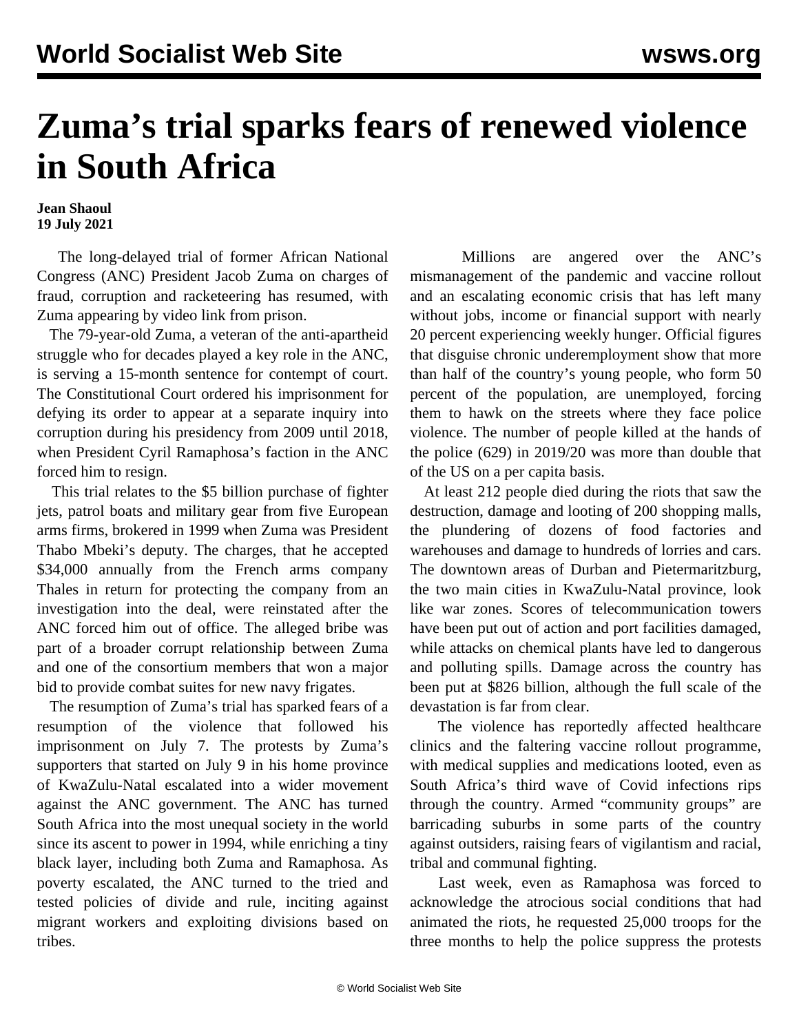# Zuma's trial sparks fears of renewed violence in South Africa

**Jean Shaoul**
**19 July 2021**

The long-delayed trial of former African National Congress (ANC) President Jacob Zuma on charges of fraud, corruption and racketeering has resumed, with Zuma appearing by video link from prison.

The 79-year-old Zuma, a veteran of the anti-apartheid struggle who for decades played a key role in the ANC, is serving a 15-month sentence for contempt of court. The Constitutional Court ordered his imprisonment for defying its order to appear at a separate inquiry into corruption during his presidency from 2009 until 2018, when President Cyril Ramaphosa's faction in the ANC forced him to resign.

This trial relates to the $5 billion purchase of fighter jets, patrol boats and military gear from five European arms firms, brokered in 1999 when Zuma was President Thabo Mbeki's deputy. The charges, that he accepted $34,000 annually from the French arms company Thales in return for protecting the company from an investigation into the deal, were reinstated after the ANC forced him out of office. The alleged bribe was part of a broader corrupt relationship between Zuma and one of the consortium members that won a major bid to provide combat suites for new navy frigates.

The resumption of Zuma's trial has sparked fears of a resumption of the violence that followed his imprisonment on July 7. The protests by Zuma's supporters that started on July 9 in his home province of KwaZulu-Natal escalated into a wider movement against the ANC government. The ANC has turned South Africa into the most unequal society in the world since its ascent to power in 1994, while enriching a tiny black layer, including both Zuma and Ramaphosa. As poverty escalated, the ANC turned to the tried and tested policies of divide and rule, inciting against migrant workers and exploiting divisions based on tribes.

Millions are angered over the ANC's mismanagement of the pandemic and vaccine rollout and an escalating economic crisis that has left many without jobs, income or financial support with nearly 20 percent experiencing weekly hunger. Official figures that disguise chronic underemployment show that more than half of the country's young people, who form 50 percent of the population, are unemployed, forcing them to hawk on the streets where they face police violence. The number of people killed at the hands of the police (629) in 2019/20 was more than double that of the US on a per capita basis.

At least 212 people died during the riots that saw the destruction, damage and looting of 200 shopping malls, the plundering of dozens of food factories and warehouses and damage to hundreds of lorries and cars. The downtown areas of Durban and Pietermaritzburg, the two main cities in KwaZulu-Natal province, look like war zones. Scores of telecommunication towers have been put out of action and port facilities damaged, while attacks on chemical plants have led to dangerous and polluting spills. Damage across the country has been put at $826 billion, although the full scale of the devastation is far from clear.

The violence has reportedly affected healthcare clinics and the faltering vaccine rollout programme, with medical supplies and medications looted, even as South Africa's third wave of Covid infections rips through the country. Armed "community groups" are barricading suburbs in some parts of the country against outsiders, raising fears of vigilantism and racial, tribal and communal fighting.

Last week, even as Ramaphosa was forced to acknowledge the atrocious social conditions that had animated the riots, he requested 25,000 troops for the three months to help the police suppress the protests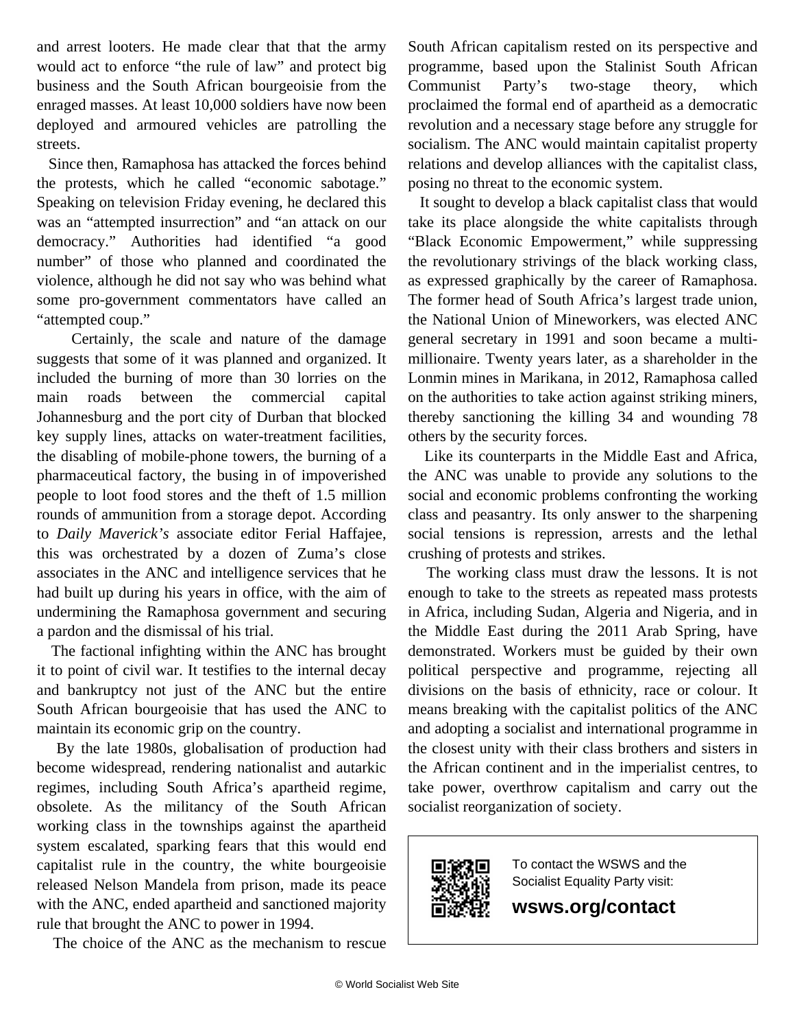and arrest looters. He made clear that that the army would act to enforce "the rule of law" and protect big business and the South African bourgeoisie from the enraged masses. At least 10,000 soldiers have now been deployed and armoured vehicles are patrolling the streets.

Since then, Ramaphosa has attacked the forces behind the protests, which he called "economic sabotage." Speaking on television Friday evening, he declared this was an "attempted insurrection" and "an attack on our democracy." Authorities had identified "a good number" of those who planned and coordinated the violence, although he did not say who was behind what some pro-government commentators have called an "attempted coup."

Certainly, the scale and nature of the damage suggests that some of it was planned and organized. It included the burning of more than 30 lorries on the main roads between the commercial capital Johannesburg and the port city of Durban that blocked key supply lines, attacks on water-treatment facilities, the disabling of mobile-phone towers, the burning of a pharmaceutical factory, the busing in of impoverished people to loot food stores and the theft of 1.5 million rounds of ammunition from a storage depot. According to *Daily Maverick's* associate editor Ferial Haffajee, this was orchestrated by a dozen of Zuma's close associates in the ANC and intelligence services that he had built up during his years in office, with the aim of undermining the Ramaphosa government and securing a pardon and the dismissal of his trial.

The factional infighting within the ANC has brought it to point of civil war. It testifies to the internal decay and bankruptcy not just of the ANC but the entire South African bourgeoisie that has used the ANC to maintain its economic grip on the country.

By the late 1980s, globalisation of production had become widespread, rendering nationalist and autarkic regimes, including South Africa's apartheid regime, obsolete. As the militancy of the South African working class in the townships against the apartheid system escalated, sparking fears that this would end capitalist rule in the country, the white bourgeoisie released Nelson Mandela from prison, made its peace with the ANC, ended apartheid and sanctioned majority rule that brought the ANC to power in 1994.

The choice of the ANC as the mechanism to rescue South African capitalism rested on its perspective and programme, based upon the Stalinist South African Communist Party's two-stage theory, which proclaimed the formal end of apartheid as a democratic revolution and a necessary stage before any struggle for socialism. The ANC would maintain capitalist property relations and develop alliances with the capitalist class, posing no threat to the economic system.

It sought to develop a black capitalist class that would take its place alongside the white capitalists through "Black Economic Empowerment," while suppressing the revolutionary strivings of the black working class, as expressed graphically by the career of Ramaphosa. The former head of South Africa's largest trade union, the National Union of Mineworkers, was elected ANC general secretary in 1991 and soon became a multi-millionaire. Twenty years later, as a shareholder in the Lonmin mines in Marikana, in 2012, Ramaphosa called on the authorities to take action against striking miners, thereby sanctioning the killing 34 and wounding 78 others by the security forces.

Like its counterparts in the Middle East and Africa, the ANC was unable to provide any solutions to the social and economic problems confronting the working class and peasantry. Its only answer to the sharpening social tensions is repression, arrests and the lethal crushing of protests and strikes.

The working class must draw the lessons. It is not enough to take to the streets as repeated mass protests in Africa, including Sudan, Algeria and Nigeria, and in the Middle East during the 2011 Arab Spring, have demonstrated. Workers must be guided by their own political perspective and programme, rejecting all divisions on the basis of ethnicity, race or colour. It means breaking with the capitalist politics of the ANC and adopting a socialist and international programme in the closest unity with their class brothers and sisters in the African continent and in the imperialist centres, to take power, overthrow capitalism and carry out the socialist reorganization of society.

To contact the WSWS and the Socialist Equality Party visit:

**wsws.org/contact**